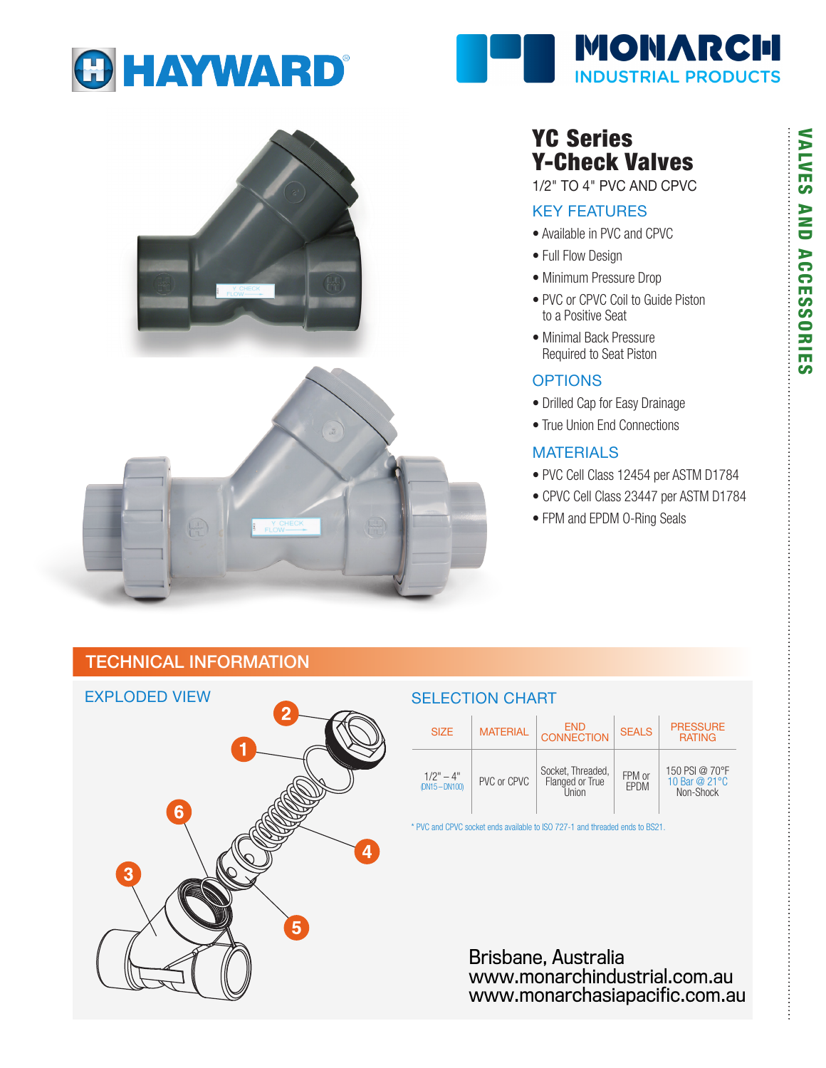HAYWARD

MONARCH INDUSTRIAL PRODUCTS

# YC Series Y-Check Valves

1/2" TO 4" PVC AND CPVC

## KEY FEATURES

- Available in PVC and CPVC
- Full Flow Design
- Minimum Pressure Drop
- PVC or CPVC Coil to Guide Piston to a Positive Seat
- Minimal Back Pressure Required to Seat Piston

## OPTIONS

- Drilled Cap for Easy Drainage
- True Union End Connections

## MATERIALS

- PVC Cell Class 12454 per ASTM D1784
- CPVC Cell Class 23447 per ASTM D1784
- FPM and EPDM O-Ring Seals

VALVES AND ACCESSORIES

## TECHNICAL INFORMATION

### EXPLODED VIEW

### SELECTION CHART

| SIZE | MATERIAL | END CONNECTION | SEALS | PRESSURE RATING |
|---|---|---|---|---|
| 1/2" – 4" (DN15 – DN100) | PVC or CPVC | Socket, Threaded, Flanged or True Union | FPM or EPDM | 150 PSI @ 70°F 10 Bar @ 21°C Non-Shock |

\* PVC and CPVC socket ends available to ISO 727-1 and threaded ends to BS21.

Brisbane, Australia
www.monarchindustrial.com.au
www.monarchasiapacific.com.au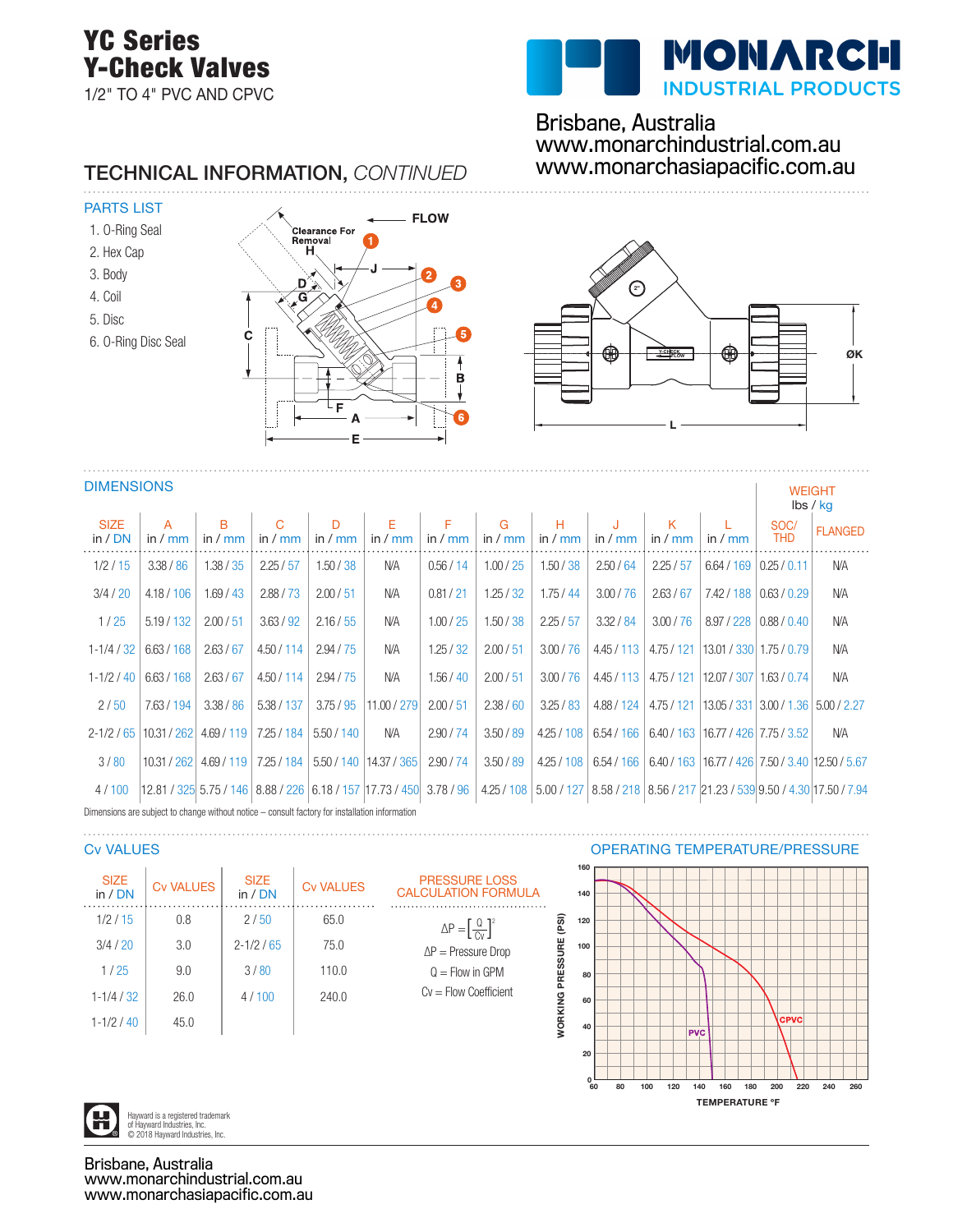# YC Series Y-Check Valves

1/2" TO 4" PVC AND CPVC

Brisbane, Australia
www.monarchindustrial.com.au
www.monarchasiapacific.com.au

## TECHNICAL INFORMATION, *CONTINUED*

### PARTS LIST

1. O-Ring Seal
2. Hex Cap
3. Body
4. Coil
5. Disc
6. O-Ring Disc Seal

FLOW
Clearance For Removal H
J
D
G
C
B
F
A
E
ØK
L

### DIMENSIONS

| SIZE in / DN | A in / mm | B in / mm | C in / mm | D in / mm | E in / mm | F in / mm | G in / mm | H in / mm | J in / mm | K in / mm | L in / mm | WEIGHT lbs / kg SOC/THD | FLANGED |
|---|---|---|---|---|---|---|---|---|---|---|---|---|---|
| 1/2 / 15 | 3.38 / 86 | 1.38 / 35 | 2.25 / 57 | 1.50 / 38 | N/A | 0.56 / 14 | 1.00 / 25 | 1.50 / 38 | 2.50 / 64 | 2.25 / 57 | 6.64 / 169 | 0.25 / 0.11 | N/A |
| 3/4 / 20 | 4.18 / 106 | 1.69 / 43 | 2.88 / 73 | 2.00 / 51 | N/A | 0.81 / 21 | 1.25 / 32 | 1.75 / 44 | 3.00 / 76 | 2.63 / 67 | 7.42 / 188 | 0.63 / 0.29 | N/A |
| 1 / 25 | 5.19 / 132 | 2.00 / 51 | 3.63 / 92 | 2.16 / 55 | N/A | 1.00 / 25 | 1.50 / 38 | 2.25 / 57 | 3.32 / 84 | 3.00 / 76 | 8.97 / 228 | 0.88 / 0.40 | N/A |
| 1-1/4 / 32 | 6.63 / 168 | 2.63 / 67 | 4.50 / 114 | 2.94 / 75 | N/A | 1.25 / 32 | 2.00 / 51 | 3.00 / 76 | 4.45 / 113 | 4.75 / 121 | 13.01 / 330 | 1.75 / 0.79 | N/A |
| 1-1/2 / 40 | 6.63 / 168 | 2.63 / 67 | 4.50 / 114 | 2.94 / 75 | N/A | 1.56 / 40 | 2.00 / 51 | 3.00 / 76 | 4.45 / 113 | 4.75 / 121 | 12.07 / 307 | 1.63 / 0.74 | N/A |
| 2 / 50 | 7.63 / 194 | 3.38 / 86 | 5.38 / 137 | 3.75 / 95 | 11.00 / 279 | 2.00 / 51 | 2.38 / 60 | 3.25 / 83 | 4.88 / 124 | 4.75 / 121 | 13.05 / 331 | 3.00 / 1.36 | 5.00 / 2.27 |
| 2-1/2 / 65 | 10.31 / 262 | 4.69 / 119 | 7.25 / 184 | 5.50 / 140 | N/A | 2.90 / 74 | 3.50 / 89 | 4.25 / 108 | 6.54 / 166 | 6.40 / 163 | 16.77 / 426 | 7.75 / 3.52 | N/A |
| 3 / 80 | 10.31 / 262 | 4.69 / 119 | 7.25 / 184 | 5.50 / 140 | 14.37 / 365 | 2.90 / 74 | 3.50 / 89 | 4.25 / 108 | 6.54 / 166 | 6.40 / 163 | 16.77 / 426 | 7.50 / 3.40 | 12.50 / 5.67 |
| 4 / 100 | 12.81 / 325 | 5.75 / 146 | 8.88 / 226 | 6.18 / 157 | 17.73 / 450 | 3.78 / 96 | 4.25 / 108 | 5.00 / 127 | 8.58 / 218 | 8.56 / 217 | 21.23 / 539 | 9.50 / 4.30 | 17.50 / 7.94 |

Dimensions are subject to change without notice – consult factory for installation information

### Cv VALUES

| SIZE in / DN | Cv VALUES | SIZE in / DN | Cv VALUES |
|---|---|---|---|
| 1/2 / 15 | 0.8 | 2 / 50 | 65.0 |
| 3/4 / 20 | 3.0 | 2-1/2 / 65 | 75.0 |
| 1 / 25 | 9.0 | 3 / 80 | 110.0 |
| 1-1/4 / 32 | 26.0 | 4 / 100 | 240.0 |
| 1-1/2 / 40 | 45.0 | | |

### PRESSURE LOSS CALCULATION FORMULA

$$\Delta P = \left[\frac{Q}{Cv}\right]^2$$

ΔP = Pressure Drop
Q = Flow in GPM
Cv = Flow Coefficient

### OPERATING TEMPERATURE/PRESSURE

WORKING PRESSURE (PSI)
160
140
120
100
80
60
40
20
0
60 80 100 120 140 160 180 200 220 240 260
TEMPERATURE °F
PVC
CPVC

Hayward is a registered trademark of Hayward Industries, Inc.
© 2018 Hayward Industries, Inc.

Brisbane, Australia
www.monarchindustrial.com.au
www.monarchasiapacific.com.au